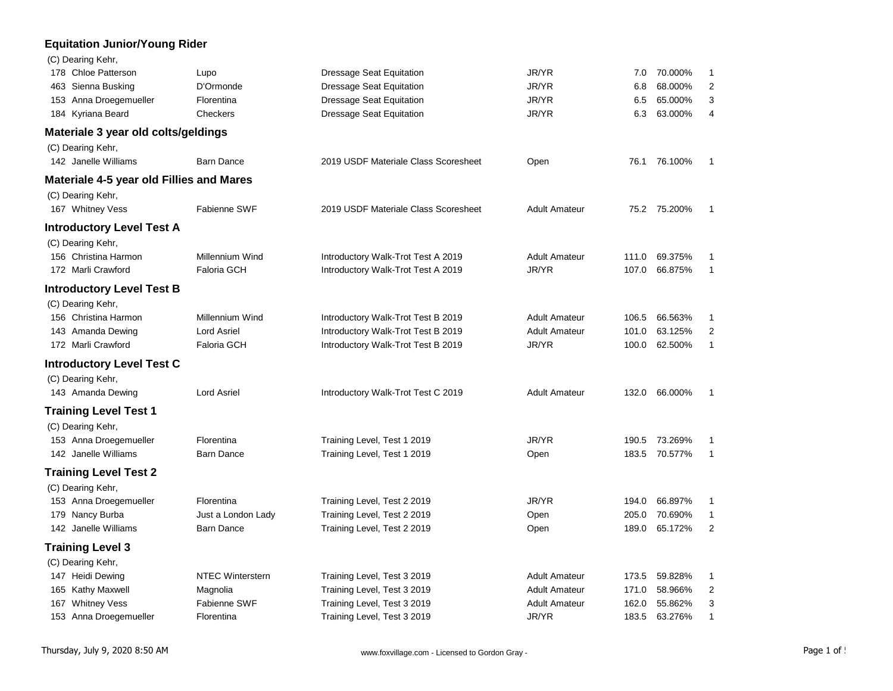## Equitation Junior/Young Rider

(C) Dearing Kehr,

| No. | Rider | Horse | Test | Division | Score | Percent | Place |
|---|---|---|---|---|---|---|---|
| 178 | Chloe Patterson | Lupo | Dressage Seat Equitation | JR/YR | 7.0 | 70.000% | 1 |
| 463 | Sienna Busking | D'Ormonde | Dressage Seat Equitation | JR/YR | 6.8 | 68.000% | 2 |
| 153 | Anna Droegemueller | Florentina | Dressage Seat Equitation | JR/YR | 6.5 | 65.000% | 3 |
| 184 | Kyriana Beard | Checkers | Dressage Seat Equitation | JR/YR | 6.3 | 63.000% | 4 |

## Materiale 3 year old colts/geldings

(C) Dearing Kehr,

| No. | Rider | Horse | Test | Division | Score | Percent | Place |
|---|---|---|---|---|---|---|---|
| 142 | Janelle Williams | Barn Dance | 2019 USDF Materiale Class Scoresheet | Open | 76.1 | 76.100% | 1 |

## Materiale 4-5 year old Fillies and Mares

(C) Dearing Kehr,

| No. | Rider | Horse | Test | Division | Score | Percent | Place |
|---|---|---|---|---|---|---|---|
| 167 | Whitney Vess | Fabienne SWF | 2019 USDF Materiale Class Scoresheet | Adult Amateur | 75.2 | 75.200% | 1 |

## Introductory Level Test A

(C) Dearing Kehr,

| No. | Rider | Horse | Test | Division | Score | Percent | Place |
|---|---|---|---|---|---|---|---|
| 156 | Christina Harmon | Millennium Wind | Introductory Walk-Trot Test A 2019 | Adult Amateur | 111.0 | 69.375% | 1 |
| 172 | Marli Crawford | Faloria GCH | Introductory Walk-Trot Test A 2019 | JR/YR | 107.0 | 66.875% | 1 |

## Introductory Level Test B

(C) Dearing Kehr,

| No. | Rider | Horse | Test | Division | Score | Percent | Place |
|---|---|---|---|---|---|---|---|
| 156 | Christina Harmon | Millennium Wind | Introductory Walk-Trot Test B 2019 | Adult Amateur | 106.5 | 66.563% | 1 |
| 143 | Amanda Dewing | Lord Asriel | Introductory Walk-Trot Test B 2019 | Adult Amateur | 101.0 | 63.125% | 2 |
| 172 | Marli Crawford | Faloria GCH | Introductory Walk-Trot Test B 2019 | JR/YR | 100.0 | 62.500% | 1 |

## Introductory Level Test C

(C) Dearing Kehr,

| No. | Rider | Horse | Test | Division | Score | Percent | Place |
|---|---|---|---|---|---|---|---|
| 143 | Amanda Dewing | Lord Asriel | Introductory Walk-Trot Test C 2019 | Adult Amateur | 132.0 | 66.000% | 1 |

## Training Level Test 1

(C) Dearing Kehr,

| No. | Rider | Horse | Test | Division | Score | Percent | Place |
|---|---|---|---|---|---|---|---|
| 153 | Anna Droegemueller | Florentina | Training Level, Test 1 2019 | JR/YR | 190.5 | 73.269% | 1 |
| 142 | Janelle Williams | Barn Dance | Training Level, Test 1 2019 | Open | 183.5 | 70.577% | 1 |

## Training Level Test 2

(C) Dearing Kehr,

| No. | Rider | Horse | Test | Division | Score | Percent | Place |
|---|---|---|---|---|---|---|---|
| 153 | Anna Droegemueller | Florentina | Training Level, Test 2 2019 | JR/YR | 194.0 | 66.897% | 1 |
| 179 | Nancy Burba | Just a London Lady | Training Level, Test 2 2019 | Open | 205.0 | 70.690% | 1 |
| 142 | Janelle Williams | Barn Dance | Training Level, Test 2 2019 | Open | 189.0 | 65.172% | 2 |

## Training Level 3

(C) Dearing Kehr,

| No. | Rider | Horse | Test | Division | Score | Percent | Place |
|---|---|---|---|---|---|---|---|
| 147 | Heidi Dewing | NTEC Winterstern | Training Level, Test 3 2019 | Adult Amateur | 173.5 | 59.828% | 1 |
| 165 | Kathy Maxwell | Magnolia | Training Level, Test 3 2019 | Adult Amateur | 171.0 | 58.966% | 2 |
| 167 | Whitney Vess | Fabienne SWF | Training Level, Test 3 2019 | Adult Amateur | 162.0 | 55.862% | 3 |
| 153 | Anna Droegemueller | Florentina | Training Level, Test 3 2019 | JR/YR | 183.5 | 63.276% | 1 |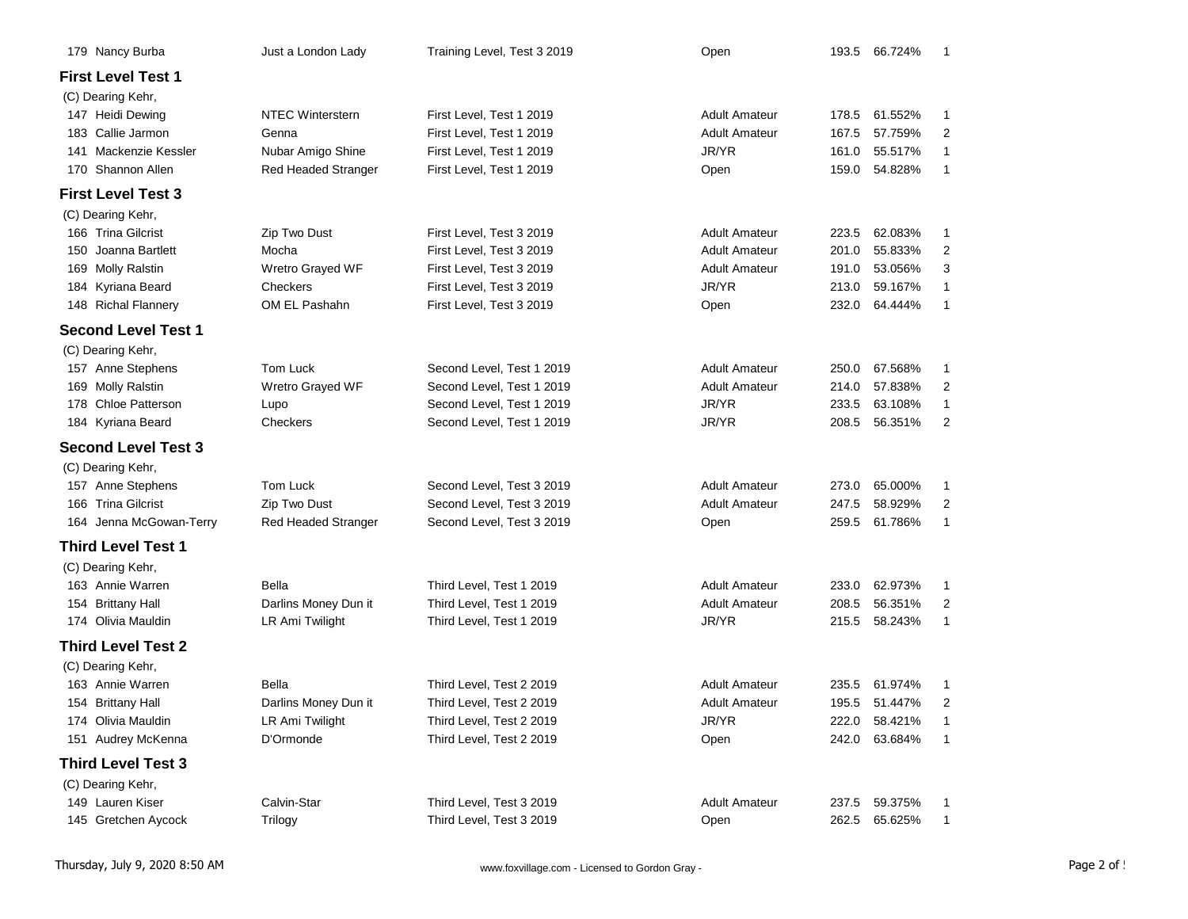| | | | | | | |
|---|---|---|---|---|---|---|
| 179 Nancy Burba | Just a London Lady | Training Level, Test 3 2019 | Open | 193.5 | 66.724% | 1 |

### First Level Test 1

(C) Dearing Kehr,

| | | | | | | |
|---|---|---|---|---|---|---|
| 147 Heidi Dewing | NTEC Winterstern | First Level, Test 1 2019 | Adult Amateur | 178.5 | 61.552% | 1 |
| 183 Callie Jarmon | Genna | First Level, Test 1 2019 | Adult Amateur | 167.5 | 57.759% | 2 |
| 141 Mackenzie Kessler | Nubar Amigo Shine | First Level, Test 1 2019 | JR/YR | 161.0 | 55.517% | 1 |
| 170 Shannon Allen | Red Headed Stranger | First Level, Test 1 2019 | Open | 159.0 | 54.828% | 1 |

### First Level Test 3

(C) Dearing Kehr,

| | | | | | | |
|---|---|---|---|---|---|---|
| 166 Trina Gilcrist | Zip Two Dust | First Level, Test 3 2019 | Adult Amateur | 223.5 | 62.083% | 1 |
| 150 Joanna Bartlett | Mocha | First Level, Test 3 2019 | Adult Amateur | 201.0 | 55.833% | 2 |
| 169 Molly Ralstin | Wretro Grayed WF | First Level, Test 3 2019 | Adult Amateur | 191.0 | 53.056% | 3 |
| 184 Kyriana Beard | Checkers | First Level, Test 3 2019 | JR/YR | 213.0 | 59.167% | 1 |
| 148 Richal Flannery | OM EL Pashahn | First Level, Test 3 2019 | Open | 232.0 | 64.444% | 1 |

### Second Level Test 1

(C) Dearing Kehr,

| | | | | | | |
|---|---|---|---|---|---|---|
| 157 Anne Stephens | Tom Luck | Second Level, Test 1 2019 | Adult Amateur | 250.0 | 67.568% | 1 |
| 169 Molly Ralstin | Wretro Grayed WF | Second Level, Test 1 2019 | Adult Amateur | 214.0 | 57.838% | 2 |
| 178 Chloe Patterson | Lupo | Second Level, Test 1 2019 | JR/YR | 233.5 | 63.108% | 1 |
| 184 Kyriana Beard | Checkers | Second Level, Test 1 2019 | JR/YR | 208.5 | 56.351% | 2 |

### Second Level Test 3

(C) Dearing Kehr,

| | | | | | | |
|---|---|---|---|---|---|---|
| 157 Anne Stephens | Tom Luck | Second Level, Test 3 2019 | Adult Amateur | 273.0 | 65.000% | 1 |
| 166 Trina Gilcrist | Zip Two Dust | Second Level, Test 3 2019 | Adult Amateur | 247.5 | 58.929% | 2 |
| 164 Jenna McGowan-Terry | Red Headed Stranger | Second Level, Test 3 2019 | Open | 259.5 | 61.786% | 1 |

### Third Level Test 1

(C) Dearing Kehr,

| | | | | | | |
|---|---|---|---|---|---|---|
| 163 Annie Warren | Bella | Third Level, Test 1 2019 | Adult Amateur | 233.0 | 62.973% | 1 |
| 154 Brittany Hall | Darlins Money Dun it | Third Level, Test 1 2019 | Adult Amateur | 208.5 | 56.351% | 2 |
| 174 Olivia Mauldin | LR Ami Twilight | Third Level, Test 1 2019 | JR/YR | 215.5 | 58.243% | 1 |

### Third Level Test 2

(C) Dearing Kehr,

| | | | | | | |
|---|---|---|---|---|---|---|
| 163 Annie Warren | Bella | Third Level, Test 2 2019 | Adult Amateur | 235.5 | 61.974% | 1 |
| 154 Brittany Hall | Darlins Money Dun it | Third Level, Test 2 2019 | Adult Amateur | 195.5 | 51.447% | 2 |
| 174 Olivia Mauldin | LR Ami Twilight | Third Level, Test 2 2019 | JR/YR | 222.0 | 58.421% | 1 |
| 151 Audrey McKenna | D'Ormonde | Third Level, Test 2 2019 | Open | 242.0 | 63.684% | 1 |

### Third Level Test 3

(C) Dearing Kehr,

| | | | | | | |
|---|---|---|---|---|---|---|
| 149 Lauren Kiser | Calvin-Star | Third Level, Test 3 2019 | Adult Amateur | 237.5 | 59.375% | 1 |
| 145 Gretchen Aycock | Trilogy | Third Level, Test 3 2019 | Open | 262.5 | 65.625% | 1 |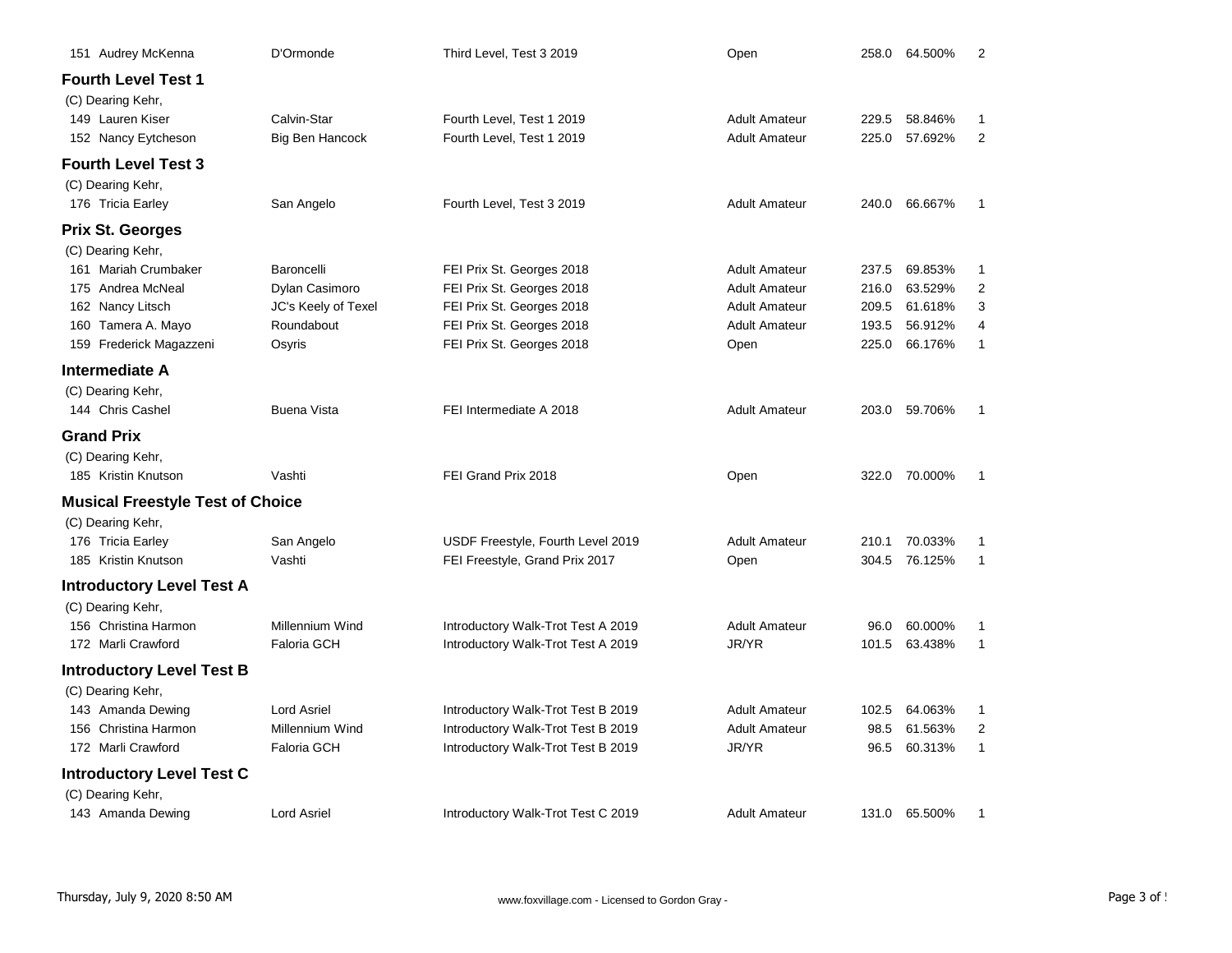| 151 | Audrey McKenna | D'Ormonde | Third Level, Test 3 2019 | Open | 258.0 | 64.500% | 2 |
|---|---|---|---|---|---|---|---|

## Fourth Level Test 1

(C) Dearing Kehr,

| 149 | Lauren Kiser | Calvin-Star | Fourth Level, Test 1 2019 | Adult Amateur | 229.5 | 58.846% | 1 |
|---|---|---|---|---|---|---|---|
| 152 | Nancy Eytcheson | Big Ben Hancock | Fourth Level, Test 1 2019 | Adult Amateur | 225.0 | 57.692% | 2 |

## Fourth Level Test 3

(C) Dearing Kehr,

| 176 | Tricia Earley | San Angelo | Fourth Level, Test 3 2019 | Adult Amateur | 240.0 | 66.667% | 1 |
|---|---|---|---|---|---|---|---|

## Prix St. Georges

(C) Dearing Kehr,

| 161 | Mariah Crumbaker | Baroncelli | FEI Prix St. Georges 2018 | Adult Amateur | 237.5 | 69.853% | 1 |
|---|---|---|---|---|---|---|---|
| 175 | Andrea McNeal | Dylan Casimoro | FEI Prix St. Georges 2018 | Adult Amateur | 216.0 | 63.529% | 2 |
| 162 | Nancy Litsch | JC's Keely of Texel | FEI Prix St. Georges 2018 | Adult Amateur | 209.5 | 61.618% | 3 |
| 160 | Tamera A. Mayo | Roundabout | FEI Prix St. Georges 2018 | Adult Amateur | 193.5 | 56.912% | 4 |
| 159 | Frederick Magazzeni | Osyris | FEI Prix St. Georges 2018 | Open | 225.0 | 66.176% | 1 |

## Intermediate A

(C) Dearing Kehr,

| 144 | Chris Cashel | Buena Vista | FEI Intermediate A 2018 | Adult Amateur | 203.0 | 59.706% | 1 |
|---|---|---|---|---|---|---|---|

## Grand Prix

(C) Dearing Kehr,

| 185 | Kristin Knutson | Vashti | FEI Grand Prix 2018 | Open | 322.0 | 70.000% | 1 |
|---|---|---|---|---|---|---|---|

## Musical Freestyle Test of Choice

(C) Dearing Kehr,

| 176 | Tricia Earley | San Angelo | USDF Freestyle, Fourth Level 2019 | Adult Amateur | 210.1 | 70.033% | 1 |
|---|---|---|---|---|---|---|---|
| 185 | Kristin Knutson | Vashti | FEI Freestyle, Grand Prix 2017 | Open | 304.5 | 76.125% | 1 |

## Introductory Level Test A

(C) Dearing Kehr,

| 156 | Christina Harmon | Millennium Wind | Introductory Walk-Trot Test A 2019 | Adult Amateur | 96.0 | 60.000% | 1 |
|---|---|---|---|---|---|---|---|
| 172 | Marli Crawford | Faloria GCH | Introductory Walk-Trot Test A 2019 | JR/YR | 101.5 | 63.438% | 1 |

## Introductory Level Test B

(C) Dearing Kehr,

| 143 | Amanda Dewing | Lord Asriel | Introductory Walk-Trot Test B 2019 | Adult Amateur | 102.5 | 64.063% | 1 |
|---|---|---|---|---|---|---|---|
| 156 | Christina Harmon | Millennium Wind | Introductory Walk-Trot Test B 2019 | Adult Amateur | 98.5 | 61.563% | 2 |
| 172 | Marli Crawford | Faloria GCH | Introductory Walk-Trot Test B 2019 | JR/YR | 96.5 | 60.313% | 1 |

## Introductory Level Test C

(C) Dearing Kehr,

| 143 | Amanda Dewing | Lord Asriel | Introductory Walk-Trot Test C 2019 | Adult Amateur | 131.0 | 65.500% | 1 |
|---|---|---|---|---|---|---|---|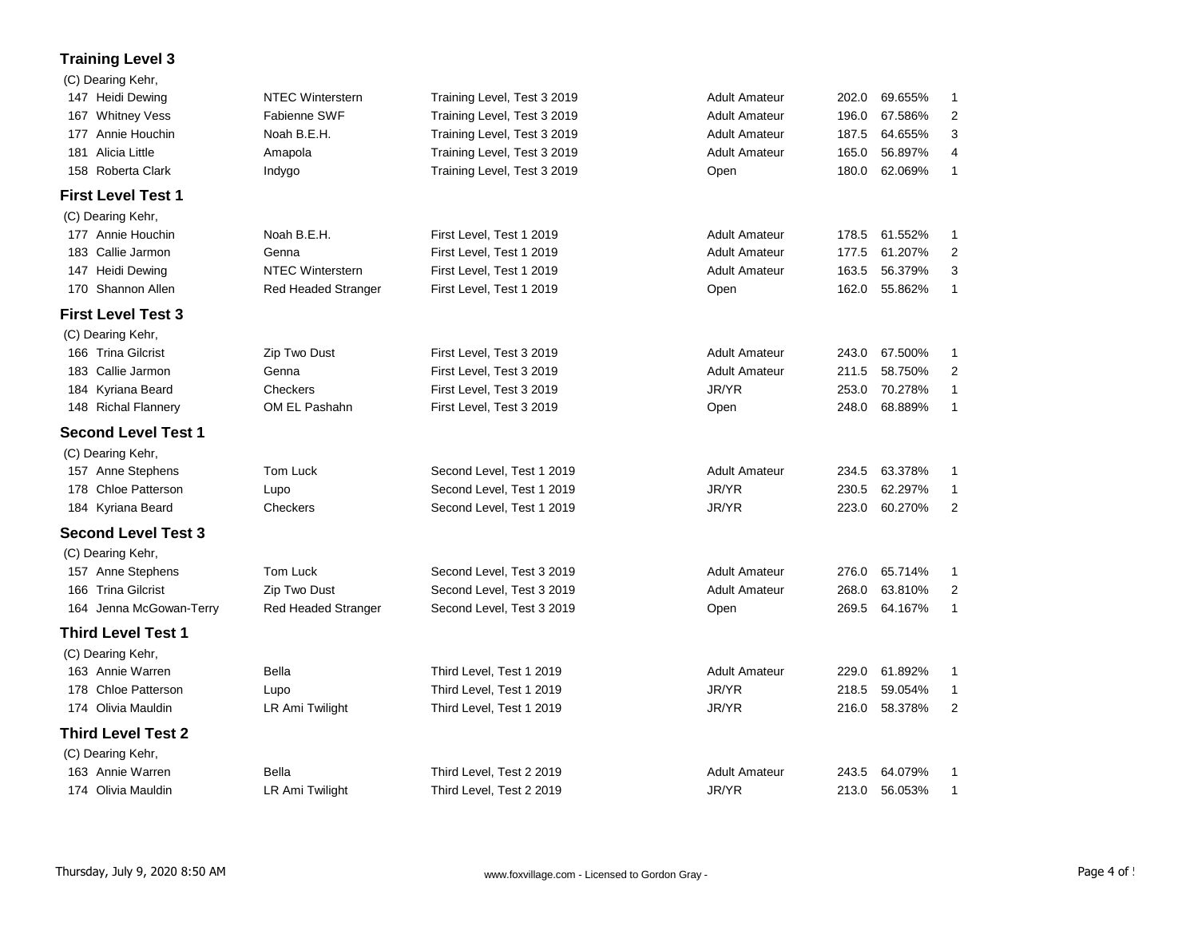## Training Level 3

(C) Dearing Kehr,

| No. | Rider | Horse | Test | Division | Score | Percent | Place |
|---|---|---|---|---|---|---|---|
| 147 | Heidi Dewing | NTEC Winterstern | Training Level, Test 3 2019 | Adult Amateur | 202.0 | 69.655% | 1 |
| 167 | Whitney Vess | Fabienne SWF | Training Level, Test 3 2019 | Adult Amateur | 196.0 | 67.586% | 2 |
| 177 | Annie Houchin | Noah B.E.H. | Training Level, Test 3 2019 | Adult Amateur | 187.5 | 64.655% | 3 |
| 181 | Alicia Little | Amapola | Training Level, Test 3 2019 | Adult Amateur | 165.0 | 56.897% | 4 |
| 158 | Roberta Clark | Indygo | Training Level, Test 3 2019 | Open | 180.0 | 62.069% | 1 |

## First Level Test 1

(C) Dearing Kehr,

| No. | Rider | Horse | Test | Division | Score | Percent | Place |
|---|---|---|---|---|---|---|---|
| 177 | Annie Houchin | Noah B.E.H. | First Level, Test 1 2019 | Adult Amateur | 178.5 | 61.552% | 1 |
| 183 | Callie Jarmon | Genna | First Level, Test 1 2019 | Adult Amateur | 177.5 | 61.207% | 2 |
| 147 | Heidi Dewing | NTEC Winterstern | First Level, Test 1 2019 | Adult Amateur | 163.5 | 56.379% | 3 |
| 170 | Shannon Allen | Red Headed Stranger | First Level, Test 1 2019 | Open | 162.0 | 55.862% | 1 |

## First Level Test 3

(C) Dearing Kehr,

| No. | Rider | Horse | Test | Division | Score | Percent | Place |
|---|---|---|---|---|---|---|---|
| 166 | Trina Gilcrist | Zip Two Dust | First Level, Test 3 2019 | Adult Amateur | 243.0 | 67.500% | 1 |
| 183 | Callie Jarmon | Genna | First Level, Test 3 2019 | Adult Amateur | 211.5 | 58.750% | 2 |
| 184 | Kyriana Beard | Checkers | First Level, Test 3 2019 | JR/YR | 253.0 | 70.278% | 1 |
| 148 | Richal Flannery | OM EL Pashahn | First Level, Test 3 2019 | Open | 248.0 | 68.889% | 1 |

## Second Level Test 1

(C) Dearing Kehr,

| No. | Rider | Horse | Test | Division | Score | Percent | Place |
|---|---|---|---|---|---|---|---|
| 157 | Anne Stephens | Tom Luck | Second Level, Test 1 2019 | Adult Amateur | 234.5 | 63.378% | 1 |
| 178 | Chloe Patterson | Lupo | Second Level, Test 1 2019 | JR/YR | 230.5 | 62.297% | 1 |
| 184 | Kyriana Beard | Checkers | Second Level, Test 1 2019 | JR/YR | 223.0 | 60.270% | 2 |

## Second Level Test 3

(C) Dearing Kehr,

| No. | Rider | Horse | Test | Division | Score | Percent | Place |
|---|---|---|---|---|---|---|---|
| 157 | Anne Stephens | Tom Luck | Second Level, Test 3 2019 | Adult Amateur | 276.0 | 65.714% | 1 |
| 166 | Trina Gilcrist | Zip Two Dust | Second Level, Test 3 2019 | Adult Amateur | 268.0 | 63.810% | 2 |
| 164 | Jenna McGowan-Terry | Red Headed Stranger | Second Level, Test 3 2019 | Open | 269.5 | 64.167% | 1 |

## Third Level Test 1

(C) Dearing Kehr,

| No. | Rider | Horse | Test | Division | Score | Percent | Place |
|---|---|---|---|---|---|---|---|
| 163 | Annie Warren | Bella | Third Level, Test 1 2019 | Adult Amateur | 229.0 | 61.892% | 1 |
| 178 | Chloe Patterson | Lupo | Third Level, Test 1 2019 | JR/YR | 218.5 | 59.054% | 1 |
| 174 | Olivia Mauldin | LR Ami Twilight | Third Level, Test 1 2019 | JR/YR | 216.0 | 58.378% | 2 |

## Third Level Test 2

(C) Dearing Kehr,

| No. | Rider | Horse | Test | Division | Score | Percent | Place |
|---|---|---|---|---|---|---|---|
| 163 | Annie Warren | Bella | Third Level, Test 2 2019 | Adult Amateur | 243.5 | 64.079% | 1 |
| 174 | Olivia Mauldin | LR Ami Twilight | Third Level, Test 2 2019 | JR/YR | 213.0 | 56.053% | 1 |

Thursday, July 9, 2020 8:50 AM — www.foxvillage.com - Licensed to Gordon Gray -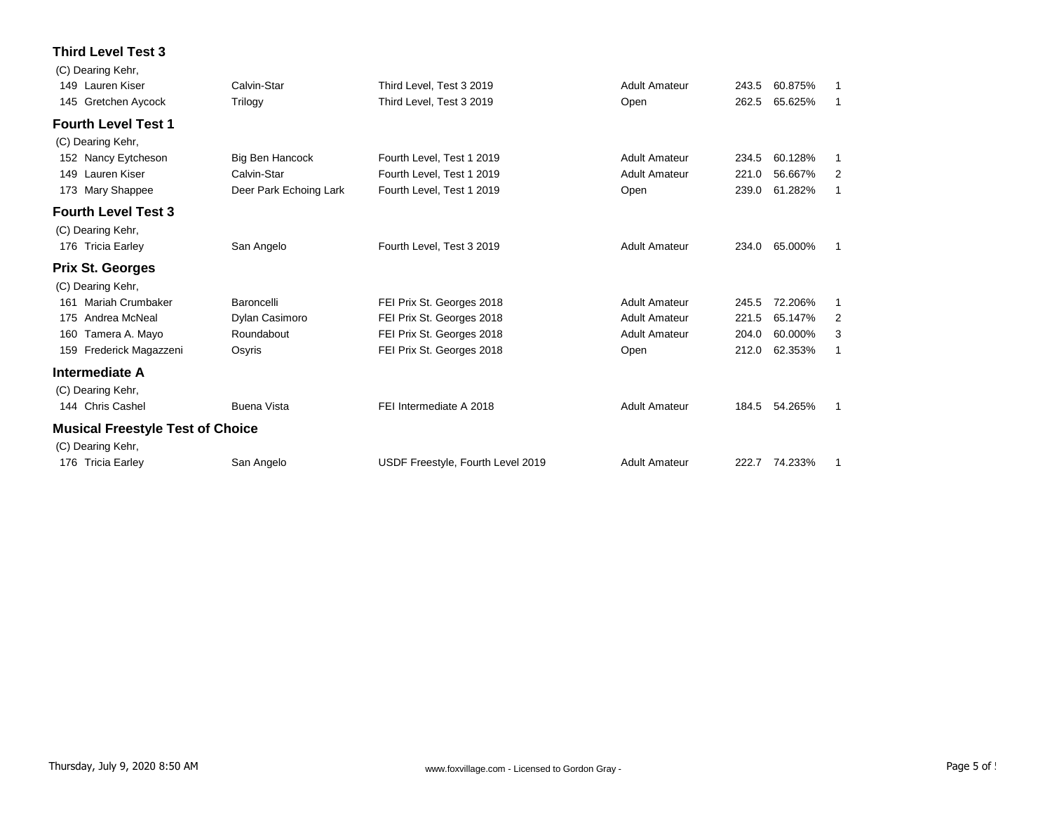### Third Level Test 3

(C) Dearing Kehr,

| | | | | | | | |
|---|---|---|---|---|---|---|---|
| 149 | Lauren Kiser | Calvin-Star | Third Level, Test 3 2019 | Adult Amateur | 243.5 | 60.875% | 1 |
| 145 | Gretchen Aycock | Trilogy | Third Level, Test 3 2019 | Open | 262.5 | 65.625% | 1 |

### Fourth Level Test 1

(C) Dearing Kehr,

| | | | | | | | |
|---|---|---|---|---|---|---|---|
| 152 | Nancy Eytcheson | Big Ben Hancock | Fourth Level, Test 1 2019 | Adult Amateur | 234.5 | 60.128% | 1 |
| 149 | Lauren Kiser | Calvin-Star | Fourth Level, Test 1 2019 | Adult Amateur | 221.0 | 56.667% | 2 |
| 173 | Mary Shappee | Deer Park Echoing Lark | Fourth Level, Test 1 2019 | Open | 239.0 | 61.282% | 1 |

### Fourth Level Test 3

(C) Dearing Kehr,

| | | | | | | | |
|---|---|---|---|---|---|---|---|
| 176 | Tricia Earley | San Angelo | Fourth Level, Test 3 2019 | Adult Amateur | 234.0 | 65.000% | 1 |

### Prix St. Georges

(C) Dearing Kehr,

| | | | | | | | |
|---|---|---|---|---|---|---|---|
| 161 | Mariah Crumbaker | Baroncelli | FEI Prix St. Georges 2018 | Adult Amateur | 245.5 | 72.206% | 1 |
| 175 | Andrea McNeal | Dylan Casimoro | FEI Prix St. Georges 2018 | Adult Amateur | 221.5 | 65.147% | 2 |
| 160 | Tamera A. Mayo | Roundabout | FEI Prix St. Georges 2018 | Adult Amateur | 204.0 | 60.000% | 3 |
| 159 | Frederick Magazzeni | Osyris | FEI Prix St. Georges 2018 | Open | 212.0 | 62.353% | 1 |

### Intermediate A

(C) Dearing Kehr,

| | | | | | | | |
|---|---|---|---|---|---|---|---|
| 144 | Chris Cashel | Buena Vista | FEI Intermediate A 2018 | Adult Amateur | 184.5 | 54.265% | 1 |

### Musical Freestyle Test of Choice

(C) Dearing Kehr,

| | | | | | | | |
|---|---|---|---|---|---|---|---|
| 176 | Tricia Earley | San Angelo | USDF Freestyle, Fourth Level 2019 | Adult Amateur | 222.7 | 74.233% | 1 |

Thursday, July 9, 2020 8:50 AM

www.foxvillage.com - Licensed to Gordon Gray -